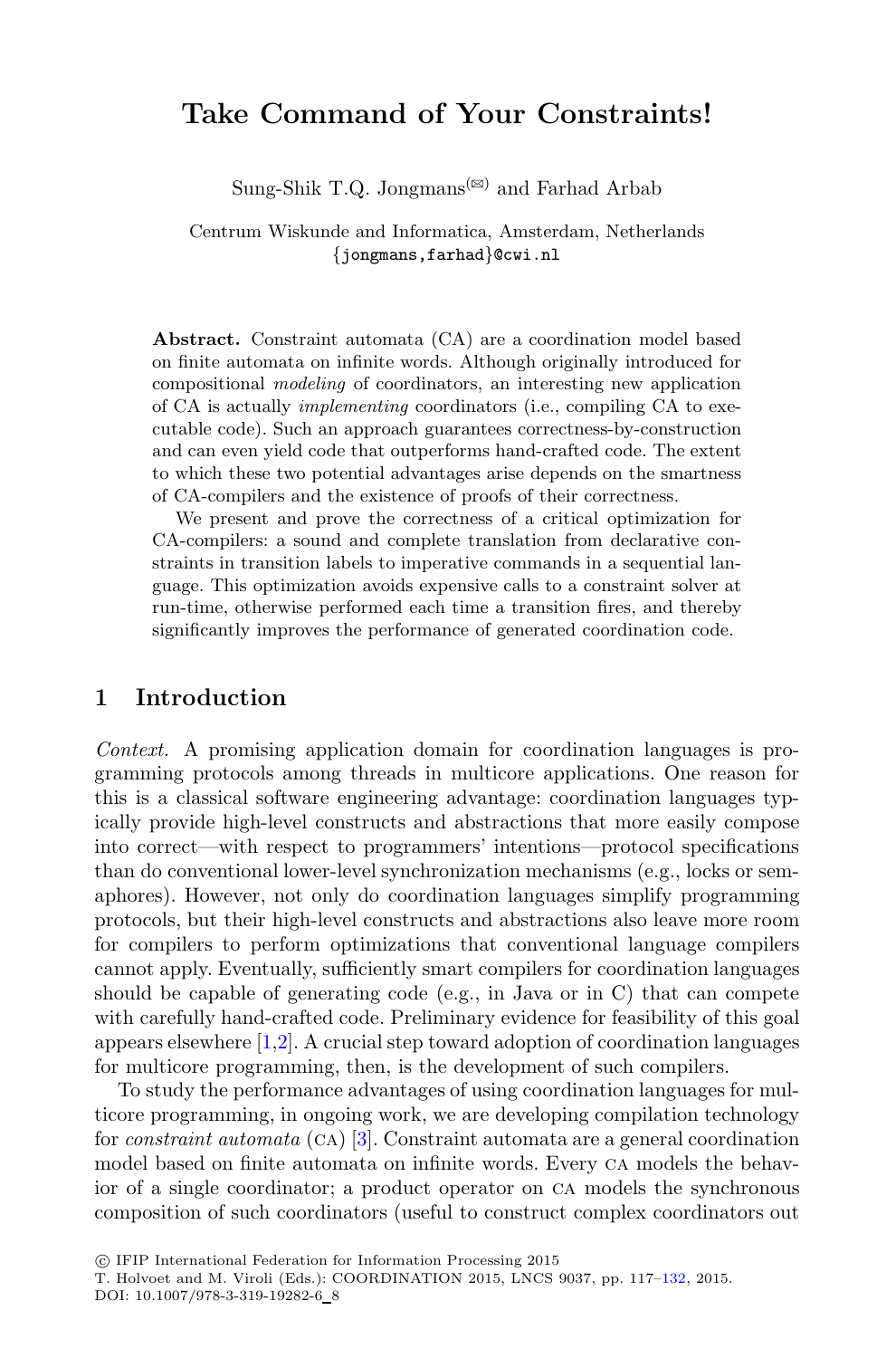# Take Command of Your Constraints!

Sung-Shik T.Q. Jongmans(✉) and Farhad Arbab

Centrum Wiskunde and Informatica, Amsterdam, Netherlands
{jongmans,farhad}@cwi.nl

**Abstract.** Constraint automata (CA) are a coordination model based on finite automata on infinite words. Although originally introduced for compositional *modeling* of coordinators, an interesting new application of CA is actually *implementing* coordinators (i.e., compiling CA to executable code). Such an approach guarantees correctness-by-construction and can even yield code that outperforms hand-crafted code. The extent to which these two potential advantages arise depends on the smartness of CA-compilers and the existence of proofs of their correctness.

We present and prove the correctness of a critical optimization for CA-compilers: a sound and complete translation from declarative constraints in transition labels to imperative commands in a sequential language. This optimization avoids expensive calls to a constraint solver at run-time, otherwise performed each time a transition fires, and thereby significantly improves the performance of generated coordination code.

## 1 Introduction

*Context.* A promising application domain for coordination languages is programming protocols among threads in multicore applications. One reason for this is a classical software engineering advantage: coordination languages typically provide high-level constructs and abstractions that more easily compose into correct—with respect to programmers' intentions—protocol specifications than do conventional lower-level synchronization mechanisms (e.g., locks or semaphores). However, not only do coordination languages simplify programming protocols, but their high-level constructs and abstractions also leave more room for compilers to perform optimizations that conventional language compilers cannot apply. Eventually, sufficiently smart compilers for coordination languages should be capable of generating code (e.g., in Java or in C) that can compete with carefully hand-crafted code. Preliminary evidence for feasibility of this goal appears elsewhere [1,2]. A crucial step toward adoption of coordination languages for multicore programming, then, is the development of such compilers.

To study the performance advantages of using coordination languages for multicore programming, in ongoing work, we are developing compilation technology for *constraint automata* (CA) [3]. Constraint automata are a general coordination model based on finite automata on infinite words. Every CA models the behavior of a single coordinator; a product operator on CA models the synchronous composition of such coordinators (useful to construct complex coordinators out

© IFIP International Federation for Information Processing 2015
T. Holvoet and M. Viroli (Eds.): COORDINATION 2015, LNCS 9037, pp. 117–132, 2015.
DOI: 10.1007/978-3-319-19282-6_8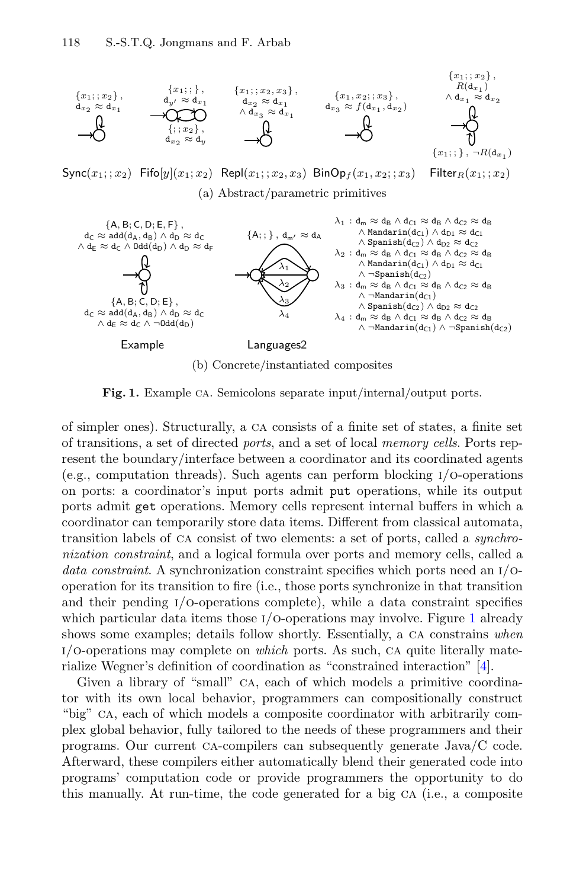Fig. 1. Example CA. Semicolons separate input/internal/output ports.

of simpler ones). Structurally, a CA consists of a finite set of states, a finite set of transitions, a set of directed *ports*, and a set of local *memory cells*. Ports represent the boundary/interface between a coordinator and its coordinated agents (e.g., computation threads). Such agents can perform blocking I/O-operations on ports: a coordinator's input ports admit `put` operations, while its output ports admit `get` operations. Memory cells represent internal buffers in which a coordinator can temporarily store data items. Different from classical automata, transition labels of CA consist of two elements: a set of ports, called a *synchronization constraint*, and a logical formula over ports and memory cells, called a *data constraint*. A synchronization constraint specifies which ports need an I/O-operation for its transition to fire (i.e., those ports synchronize in that transition and their pending I/O-operations complete), while a data constraint specifies which particular data items those I/O-operations may involve. Figure 1 already shows some examples; details follow shortly. Essentially, a CA constrains *when* I/O-operations may complete on *which* ports. As such, CA quite literally materialize Wegner's definition of coordination as "constrained interaction" [4].

Given a library of "small" CA, each of which models a primitive coordinator with its own local behavior, programmers can compositionally construct "big" CA, each of which models a composite coordinator with arbitrarily complex global behavior, fully tailored to the needs of these programmers and their programs. Our current CA-compilers can subsequently generate Java/C code. Afterward, these compilers either automatically blend their generated code into programs' computation code or provide programmers the opportunity to do this manually. At run-time, the code generated for a big CA (i.e., a composite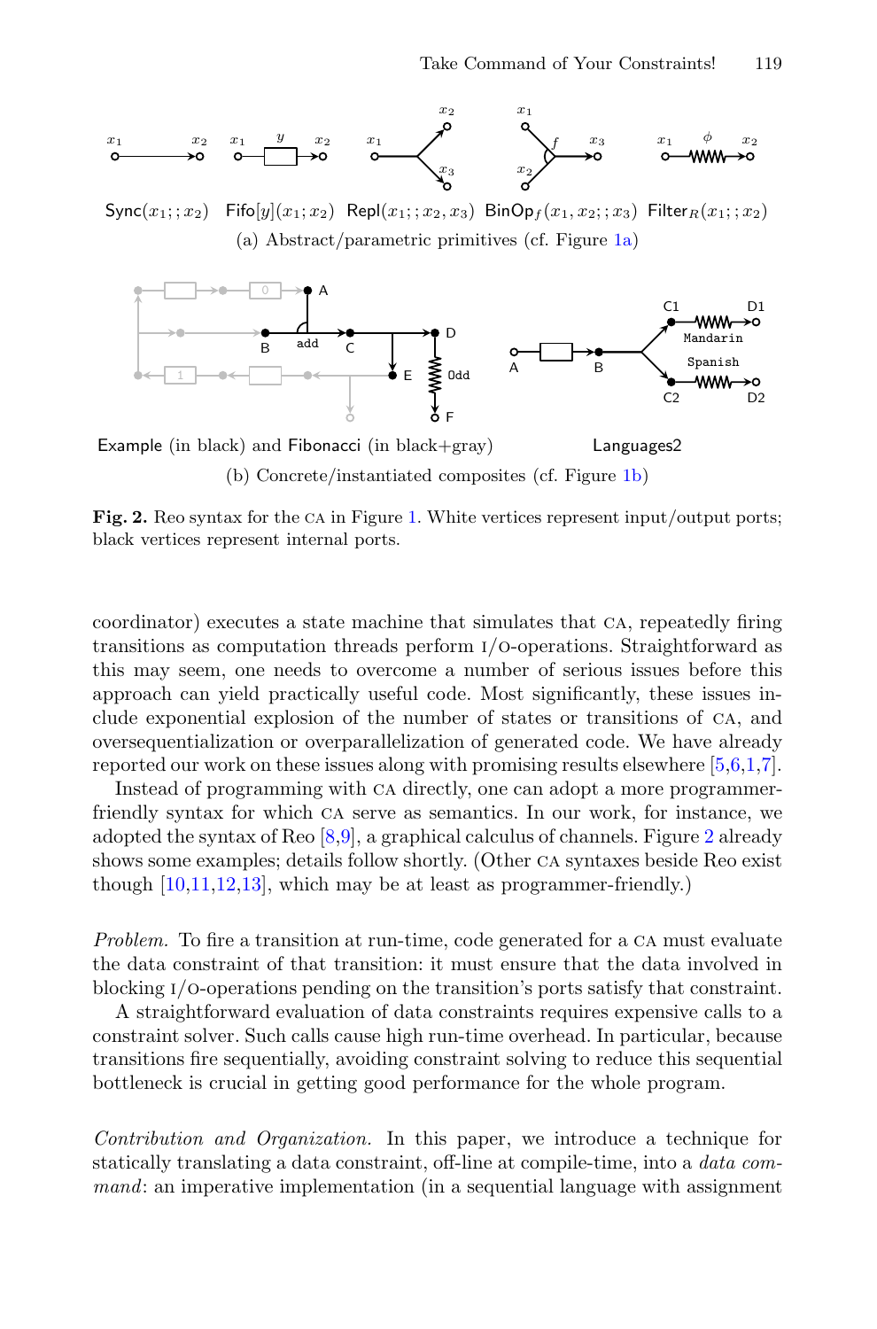$\mathsf{Sync}(x_1;;x_2)$ $\mathsf{Fifo}[y](x_1;x_2)$ $\mathsf{Repl}(x_1;;x_2,x_3)$ $\mathsf{BinOp}_f(x_1,x_2;;x_3)$ $\mathsf{Filter}_R(x_1;;x_2)$

(a) Abstract/parametric primitives (cf. Figure 1a)

Example (in black) and Fibonacci (in black+gray) Languages2

(b) Concrete/instantiated composites (cf. Figure 1b)

**Fig. 2.** Reo syntax for the CA in Figure 1. White vertices represent input/output ports; black vertices represent internal ports.

coordinator) executes a state machine that simulates that CA, repeatedly firing transitions as computation threads perform I/O-operations. Straightforward as this may seem, one needs to overcome a number of serious issues before this approach can yield practically useful code. Most significantly, these issues include exponential explosion of the number of states or transitions of CA, and oversequentialization or overparallelization of generated code. We have already reported our work on these issues along with promising results elsewhere [5,6,1,7].

Instead of programming with CA directly, one can adopt a more programmer-friendly syntax for which CA serve as semantics. In our work, for instance, we adopted the syntax of Reo [8,9], a graphical calculus of channels. Figure 2 already shows some examples; details follow shortly. (Other CA syntaxes beside Reo exist though [10,11,12,13], which may be at least as programmer-friendly.)

*Problem.* To fire a transition at run-time, code generated for a CA must evaluate the data constraint of that transition: it must ensure that the data involved in blocking I/O-operations pending on the transition's ports satisfy that constraint.

A straightforward evaluation of data constraints requires expensive calls to a constraint solver. Such calls cause high run-time overhead. In particular, because transitions fire sequentially, avoiding constraint solving to reduce this sequential bottleneck is crucial in getting good performance for the whole program.

*Contribution and Organization.* In this paper, we introduce a technique for statically translating a data constraint, off-line at compile-time, into a *data command*: an imperative implementation (in a sequential language with assignment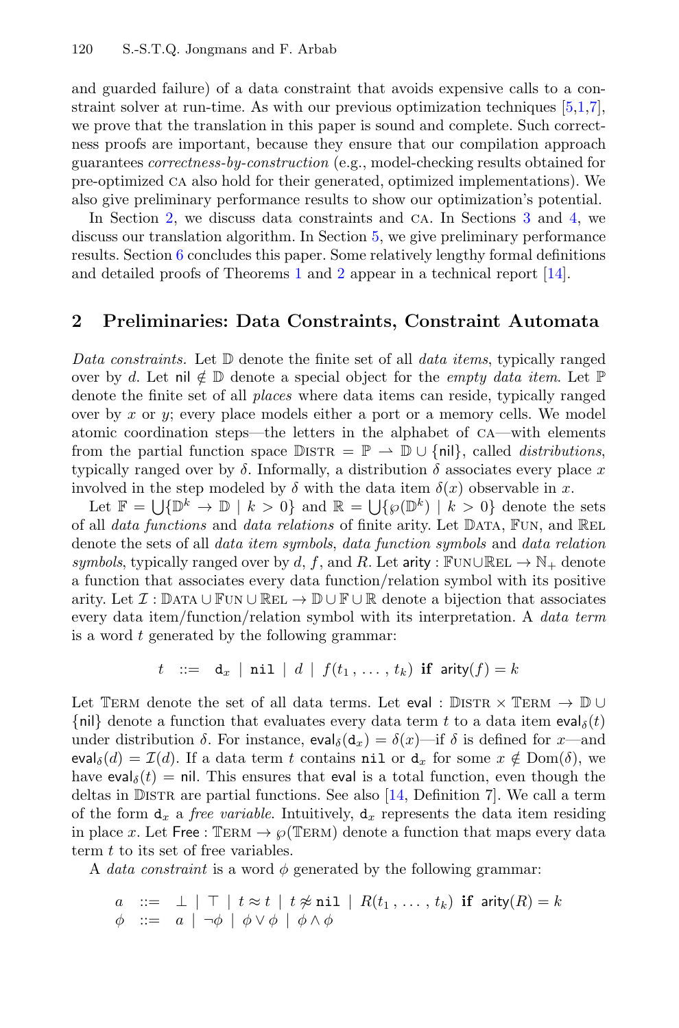and guarded failure) of a data constraint that avoids expensive calls to a constraint solver at run-time. As with our previous optimization techniques [5,1,7], we prove that the translation in this paper is sound and complete. Such correctness proofs are important, because they ensure that our compilation approach guarantees *correctness-by-construction* (e.g., model-checking results obtained for pre-optimized CA also hold for their generated, optimized implementations). We also give preliminary performance results to show our optimization's potential.

In Section 2, we discuss data constraints and CA. In Sections 3 and 4, we discuss our translation algorithm. In Section 5, we give preliminary performance results. Section 6 concludes this paper. Some relatively lengthy formal definitions and detailed proofs of Theorems 1 and 2 appear in a technical report [14].

## 2 Preliminaries: Data Constraints, Constraint Automata

*Data constraints.* Let $\mathbb{D}$ denote the finite set of all *data items*, typically ranged over by $d$. Let $\mathsf{nil} \notin \mathbb{D}$ denote a special object for the *empty data item*. Let $\mathbb{P}$ denote the finite set of all *places* where data items can reside, typically ranged over by $x$ or $y$; every place models either a port or a memory cells. We model atomic coordination steps—the letters in the alphabet of CA—with elements from the partial function space $\mathbb{D}\text{ISTR} = \mathbb{P} \rightharpoonup \mathbb{D} \cup \{\mathsf{nil}\}$, called *distributions*, typically ranged over by $\delta$. Informally, a distribution $\delta$ associates every place $x$ involved in the step modeled by $\delta$ with the data item $\delta(x)$ observable in $x$.

Let $\mathbb{F} = \bigcup\{\mathbb{D}^k \to \mathbb{D} \mid k > 0\}$ and $\mathbb{R} = \bigcup\{\wp(\mathbb{D}^k) \mid k > 0\}$ denote the sets of all *data functions* and *data relations* of finite arity. Let $\mathbb{D}\text{ATA}$, $\mathbb{F}\text{UN}$, and $\mathbb{R}\text{EL}$ denote the sets of all *data item symbols*, *data function symbols* and *data relation symbols*, typically ranged over by $d$, $f$, and $R$. Let $\mathsf{arity} : \mathbb{F}\text{UN} \cup \mathbb{R}\text{EL} \to \mathbb{N}_+$ denote a function that associates every data function/relation symbol with its positive arity. Let $\mathcal{I} : \mathbb{D}\text{ATA} \cup \mathbb{F}\text{UN} \cup \mathbb{R}\text{EL} \to \mathbb{D} \cup \mathbb{F} \cup \mathbb{R}$ denote a bijection that associates every data item/function/relation symbol with its interpretation. A *data term* is a word $t$ generated by the following grammar:

$$t \ ::= \ \mathtt{d}_x \mid \mathtt{nil} \mid d \mid f(t_1, \ldots, t_k) \ \textbf{if} \ \mathsf{arity}(f) = k$$

Let $\mathbb{T}\text{ERM}$ denote the set of all data terms. Let $\mathsf{eval} : \mathbb{D}\text{ISTR} \times \mathbb{T}\text{ERM} \to \mathbb{D} \cup \{\mathsf{nil}\}$ denote a function that evaluates every data term $t$ to a data item $\mathsf{eval}_\delta(t)$ under distribution $\delta$. For instance, $\mathsf{eval}_\delta(\mathtt{d}_x) = \delta(x)$—if $\delta$ is defined for $x$—and $\mathsf{eval}_\delta(d) = \mathcal{I}(d)$. If a data term $t$ contains $\mathtt{nil}$ or $\mathtt{d}_x$ for some $x \notin \mathrm{Dom}(\delta)$, we have $\mathsf{eval}_\delta(t) = \mathsf{nil}$. This ensures that $\mathsf{eval}$ is a total function, even though the deltas in $\mathbb{D}\text{ISTR}$ are partial functions. See also [14, Definition 7]. We call a term of the form $\mathtt{d}_x$ a *free variable*. Intuitively, $\mathtt{d}_x$ represents the data item residing in place $x$. Let $\mathsf{Free} : \mathbb{T}\text{ERM} \to \wp(\mathbb{T}\text{ERM})$ denote a function that maps every data term $t$ to its set of free variables.

A *data constraint* is a word $\phi$ generated by the following grammar:

$$\begin{aligned} a \ &::= \ \bot \mid \top \mid t \approx t \mid t \not\approx \mathtt{nil} \mid R(t_1, \ldots, t_k) \ \textbf{if} \ \mathsf{arity}(R) = k \\ \phi \ &::= \ a \mid \neg\phi \mid \phi \vee \phi \mid \phi \wedge \phi \end{aligned}$$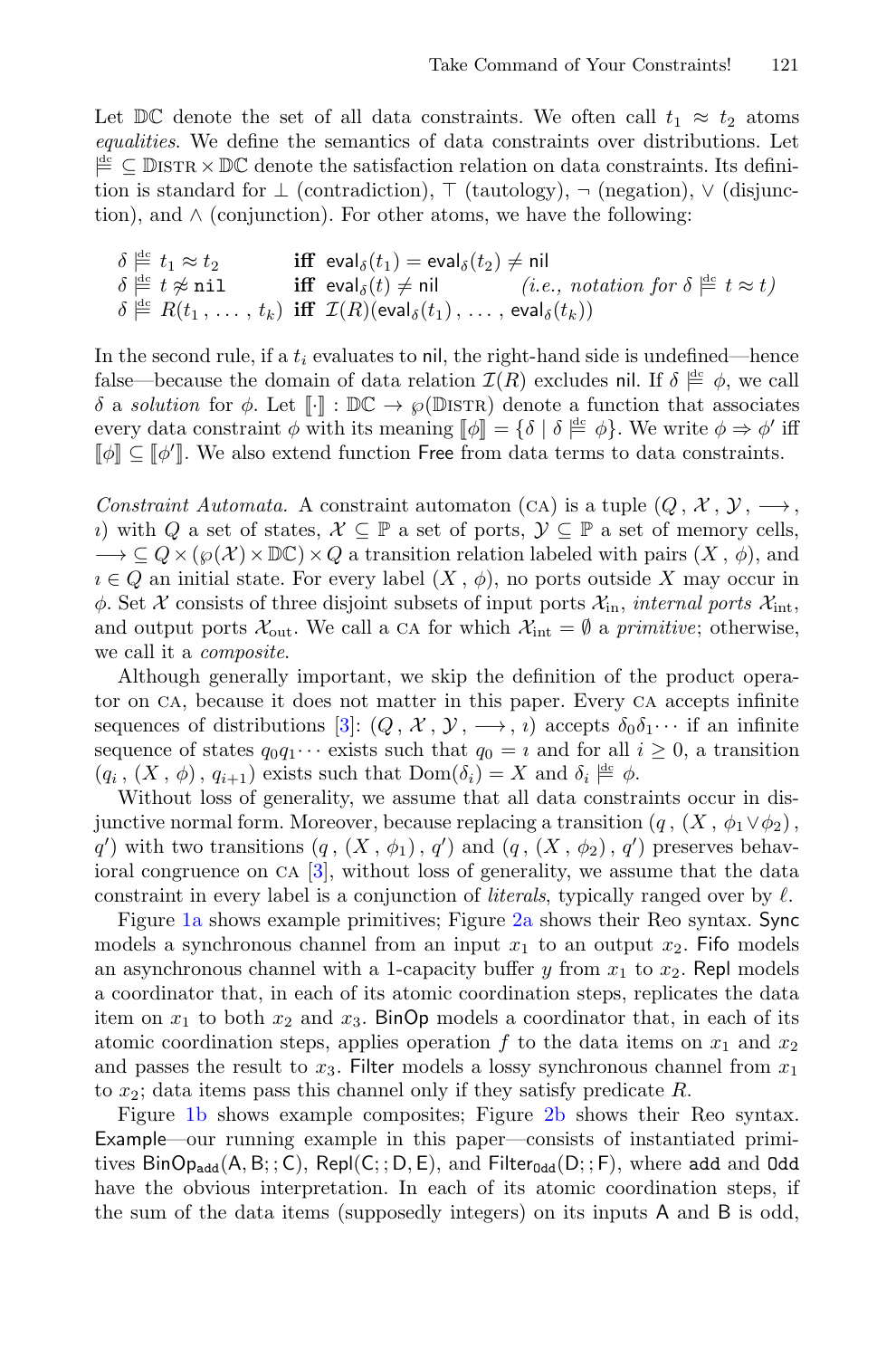Let $\mathbb{DC}$ denote the set of all data constraints. We often call $t_1 \approx t_2$ atoms *equalities*. We define the semantics of data constraints over distributions. Let $\overset{\text{dc}}{\models} \subseteq \mathbb{D}\text{ISTR} \times \mathbb{DC}$ denote the satisfaction relation on data constraints. Its definition is standard for $\bot$ (contradiction), $\top$ (tautology), $\neg$ (negation), $\vee$ (disjunction), and $\wedge$ (conjunction). For other atoms, we have the following:

$$
\begin{array}{lll}
\delta \overset{\text{dc}}{\models} t_1 \approx t_2 & \textbf{iff} \;\; \mathsf{eval}_\delta(t_1) = \mathsf{eval}_\delta(t_2) \neq \mathsf{nil} & \\
\delta \overset{\text{dc}}{\models} t \not\approx \mathtt{nil} & \textbf{iff} \;\; \mathsf{eval}_\delta(t) \neq \mathsf{nil} & \text{(i.e., notation for } \delta \overset{\text{dc}}{\models} t \approx t\text{)} \\
\delta \overset{\text{dc}}{\models} R(t_1\,,\,\ldots\,,\,t_k) & \textbf{iff} \;\; \mathcal{I}(R)(\mathsf{eval}_\delta(t_1)\,,\,\ldots\,,\,\mathsf{eval}_\delta(t_k)) &
\end{array}
$$

In the second rule, if a $t_i$ evaluates to $\mathsf{nil}$, the right-hand side is undefined—hence false—because the domain of data relation $\mathcal{I}(R)$ excludes $\mathsf{nil}$. If $\delta \overset{\text{dc}}{\models} \phi$, we call $\delta$ a *solution* for $\phi$. Let $[\![\cdot]\!] : \mathbb{DC} \to \wp(\mathbb{D}\text{ISTR})$ denote a function that associates every data constraint $\phi$ with its meaning $[\![\phi]\!] = \{\delta \mid \delta \overset{\text{dc}}{\models} \phi\}$. We write $\phi \Rightarrow \phi'$ iff $[\![\phi]\!] \subseteq [\![\phi']\!]$. We also extend function $\mathsf{Free}$ from data terms to data constraints.

*Constraint Automata.* A constraint automaton (CA) is a tuple $(Q\,,\,\mathcal{X}\,,\,\mathcal{Y}\,,\,\longrightarrow\,,\,\imath)$ with $Q$ a set of states, $\mathcal{X} \subseteq \mathbb{P}$ a set of ports, $\mathcal{Y} \subseteq \mathbb{P}$ a set of memory cells, $\longrightarrow \subseteq Q \times (\wp(\mathcal{X}) \times \mathbb{DC}) \times Q$ a transition relation labeled with pairs $(X\,,\,\phi)$, and $\imath \in Q$ an initial state. For every label $(X\,,\,\phi)$, no ports outside $X$ may occur in $\phi$. Set $\mathcal{X}$ consists of three disjoint subsets of input ports $\mathcal{X}_{\text{in}}$, *internal ports* $\mathcal{X}_{\text{int}}$, and output ports $\mathcal{X}_{\text{out}}$. We call a CA for which $\mathcal{X}_{\text{int}} = \emptyset$ a *primitive*; otherwise, we call it a *composite*.

Although generally important, we skip the definition of the product operator on CA, because it does not matter in this paper. Every CA accepts infinite sequences of distributions [3]: $(Q\,,\,\mathcal{X}\,,\,\mathcal{Y}\,,\,\longrightarrow\,,\,\imath)$ accepts $\delta_0\delta_1\cdots$ if an infinite sequence of states $q_0q_1\cdots$ exists such that $q_0 = \imath$ and for all $i \geq 0$, a transition $(q_i\,,\,(X\,,\,\phi)\,,\,q_{i+1})$ exists such that $\text{Dom}(\delta_i) = X$ and $\delta_i \overset{\text{dc}}{\models} \phi$.

Without loss of generality, we assume that all data constraints occur in disjunctive normal form. Moreover, because replacing a transition $(q\,,\,(X\,,\,\phi_1 \vee \phi_2)\,,\,q')$ with two transitions $(q\,,\,(X\,,\,\phi_1)\,,\,q')$ and $(q\,,\,(X\,,\,\phi_2)\,,\,q')$ preserves behavioral congruence on CA [3], without loss of generality, we assume that the data constraint in every label is a conjunction of *literals*, typically ranged over by $\ell$.

Figure 1a shows example primitives; Figure 2a shows their Reo syntax. $\mathsf{Sync}$ models a synchronous channel from an input $x_1$ to an output $x_2$. $\mathsf{Fifo}$ models an asynchronous channel with a 1-capacity buffer $y$ from $x_1$ to $x_2$. $\mathsf{Repl}$ models a coordinator that, in each of its atomic coordination steps, replicates the data item on $x_1$ to both $x_2$ and $x_3$. $\mathsf{BinOp}$ models a coordinator that, in each of its atomic coordination steps, applies operation $f$ to the data items on $x_1$ and $x_2$ and passes the result to $x_3$. $\mathsf{Filter}$ models a lossy synchronous channel from $x_1$ to $x_2$; data items pass this channel only if they satisfy predicate $R$.

Figure 1b shows example composites; Figure 2b shows their Reo syntax. $\mathsf{Example}$—our running example in this paper—consists of instantiated primitives $\mathsf{BinOp}_{\mathtt{add}}(\mathsf{A}, \mathsf{B}; ; \mathsf{C})$, $\mathsf{Repl}(\mathsf{C}; ; \mathsf{D}, \mathsf{E})$, and $\mathsf{Filter}_{\mathtt{Odd}}(\mathsf{D}; ; \mathsf{F})$, where $\mathtt{add}$ and $\mathtt{Odd}$ have the obvious interpretation. In each of its atomic coordination steps, if the sum of the data items (supposedly integers) on its inputs $\mathsf{A}$ and $\mathsf{B}$ is odd,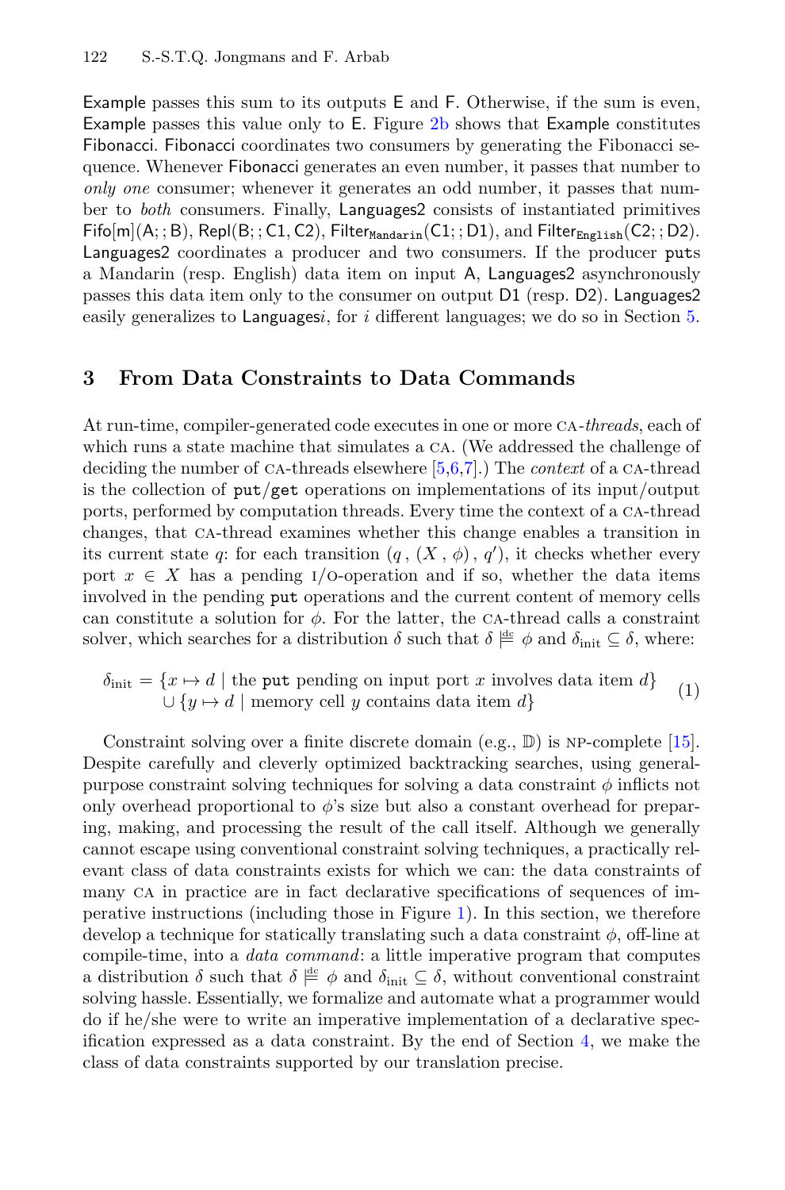Example passes this sum to its outputs E and F. Otherwise, if the sum is even, Example passes this value only to E. Figure 2b shows that Example constitutes Fibonacci. Fibonacci coordinates two consumers by generating the Fibonacci sequence. Whenever Fibonacci generates an even number, it passes that number to *only one* consumer; whenever it generates an odd number, it passes that number to *both* consumers. Finally, Languages2 consists of instantiated primitives Fifo[m](A; ; B), Repl(B; ; C1, C2), $\mathsf{Filter}_{\mathtt{Mandarin}}$(C1; ; D1), and $\mathsf{Filter}_{\mathtt{English}}$(C2; ; D2). Languages2 coordinates a producer and two consumers. If the producer `put`s a Mandarin (resp. English) data item on input A, Languages2 asynchronously passes this data item only to the consumer on output D1 (resp. D2). Languages2 easily generalizes to Languages*i*, for $i$ different languages; we do so in Section 5.

## 3 From Data Constraints to Data Commands

At run-time, compiler-generated code executes in one or more CA-*threads*, each of which runs a state machine that simulates a CA. (We addressed the challenge of deciding the number of CA-threads elsewhere [5,6,7].) The *context* of a CA-thread is the collection of `put`/`get` operations on implementations of its input/output ports, performed by computation threads. Every time the context of a CA-thread changes, that CA-thread examines whether this change enables a transition in its current state $q$: for each transition $(q\,,\,(X\,,\,\phi)\,,\,q')$, it checks whether every port $x \in X$ has a pending I/O-operation and if so, whether the data items involved in the pending `put` operations and the current content of memory cells can constitute a solution for $\phi$. For the latter, the CA-thread calls a constraint solver, which searches for a distribution $\delta$ such that $\delta \models^{\mathrm{dc}} \phi$ and $\delta_{\mathrm{init}} \subseteq \delta$, where:

$$\begin{aligned}\delta_{\mathrm{init}} = \{x \mapsto d \mid & \text{ the } \mathtt{put} \text{ pending on input port } x \text{ involves data item } d\} \\ \cup \{y \mapsto d \mid & \text{ memory cell } y \text{ contains data item } d\}\end{aligned} \tag{1}$$

Constraint solving over a finite discrete domain (e.g., $\mathbb{D}$) is NP-complete [15]. Despite carefully and cleverly optimized backtracking searches, using general-purpose constraint solving techniques for solving a data constraint $\phi$ inflicts not only overhead proportional to $\phi$'s size but also a constant overhead for preparing, making, and processing the result of the call itself. Although we generally cannot escape using conventional constraint solving techniques, a practically relevant class of data constraints exists for which we can: the data constraints of many CA in practice are in fact declarative specifications of sequences of imperative instructions (including those in Figure 1). In this section, we therefore develop a technique for statically translating such a data constraint $\phi$, off-line at compile-time, into a *data command*: a little imperative program that computes a distribution $\delta$ such that $\delta \models^{\mathrm{dc}} \phi$ and $\delta_{\mathrm{init}} \subseteq \delta$, without conventional constraint solving hassle. Essentially, we formalize and automate what a programmer would do if he/she were to write an imperative implementation of a declarative specification expressed as a data constraint. By the end of Section 4, we make the class of data constraints supported by our translation precise.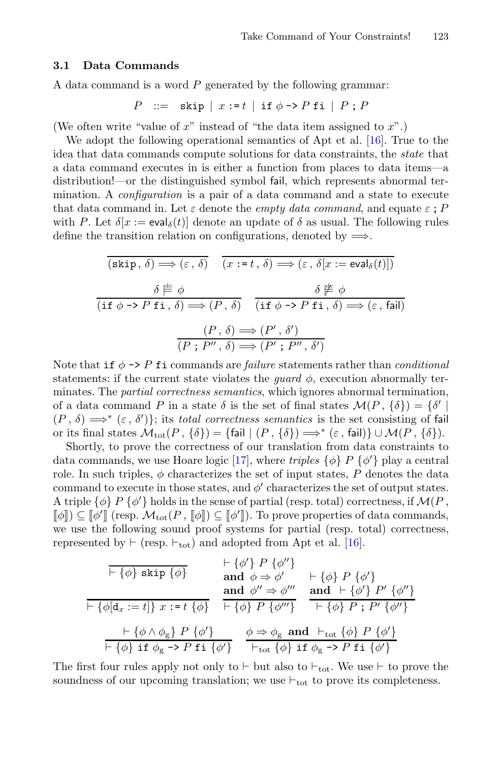### 3.1 Data Commands

A data command is a word $P$ generated by the following grammar:

$$P \quad ::= \quad \texttt{skip} \;\mid\; x \,\texttt{:=}\, t \;\mid\; \texttt{if}\ \phi\ \texttt{->}\ P\ \texttt{fi} \;\mid\; P\ \texttt{;}\ P$$

(We often write "value of $x$" instead of "the data item assigned to $x$".)

We adopt the following operational semantics of Apt et al. [16]. True to the idea that data commands compute solutions for data constraints, the *state* that a data command executes in is either a function from places to data items—a distribution!—or the distinguished symbol $\mathsf{fail}$, which represents abnormal termination. A *configuration* is a pair of a data command and a state to execute that data command in. Let $\varepsilon$ denote the *empty data command*, and equate $\varepsilon\ \texttt{;}\ P$ with $P$. Let $\delta[x := \mathsf{eval}_\delta(t)]$ denote an update of $\delta$ as usual. The following rules define the transition relation on configurations, denoted by $\Longrightarrow$.

$$\frac{}{(\texttt{skip}\,,\,\delta) \Longrightarrow (\varepsilon\,,\,\delta)} \qquad \frac{}{(x \,\texttt{:=}\, t\,,\,\delta) \Longrightarrow (\varepsilon\,,\,\delta[x := \mathsf{eval}_\delta(t)])}$$

$$\frac{\delta \models^{\mathrm{dc}} \phi}{(\texttt{if}\ \phi\ \texttt{->}\ P\ \texttt{fi}\,,\,\delta) \Longrightarrow (P\,,\,\delta)} \qquad \frac{\delta \not\models^{\mathrm{dc}} \phi}{(\texttt{if}\ \phi\ \texttt{->}\ P\ \texttt{fi}\,,\,\delta) \Longrightarrow (\varepsilon\,,\,\mathsf{fail})}$$

$$\frac{(P\,,\,\delta) \Longrightarrow (P'\,,\,\delta')}{(P\ \texttt{;}\ P''\,,\,\delta) \Longrightarrow (P'\ \texttt{;}\ P''\,,\,\delta')}$$

Note that $\texttt{if}\ \phi\ \texttt{->}\ P\ \texttt{fi}$ commands are *failure* statements rather than *conditional* statements: if the current state violates the *guard* $\phi$, execution abnormally terminates. The *partial correctness semantics*, which ignores abnormal termination, of a data command $P$ in a state $\delta$ is the set of final states $\mathcal{M}(P\,,\,\{\delta\}) = \{\delta' \mid (P\,,\,\delta) \Longrightarrow^* (\varepsilon\,,\,\delta')\}$; its *total correctness semantics* is the set consisting of $\mathsf{fail}$ or its final states $\mathcal{M}_{\mathrm{tot}}(P\,,\,\{\delta\}) = \{\mathsf{fail} \mid (P\,,\,\{\delta\}) \Longrightarrow^* (\varepsilon\,,\,\mathsf{fail})\} \cup \mathcal{M}(P\,,\,\{\delta\})$.

Shortly, to prove the correctness of our translation from data constraints to data commands, we use Hoare logic [17], where *triples* $\{\phi\}\ P\ \{\phi'\}$ play a central role. In such triples, $\phi$ characterizes the set of input states, $P$ denotes the data command to execute in those states, and $\phi'$ characterizes the set of output states. A triple $\{\phi\}\ P\ \{\phi'\}$ holds in the sense of partial (resp. total) correctness, if $\mathcal{M}(P\,,\,[\![\phi]\!]) \subseteq [\![\phi']\!]$ (resp. $\mathcal{M}_{\mathrm{tot}}(P\,,\,[\![\phi]\!]) \subseteq [\![\phi']\!]$). To prove properties of data commands, we use the following sound proof systems for partial (resp. total) correctness, represented by $\vdash$ (resp. $\vdash_{\mathrm{tot}}$) and adopted from Apt et al. [16].

$$\frac{}{\vdash \{\phi\}\ \texttt{skip}\ \{\phi\}} \qquad \frac{\begin{array}{c}\vdash \{\phi'\}\ P\ \{\phi''\} \\ \textbf{and}\ \ \phi \Rightarrow \phi' \\ \textbf{and}\ \ \phi'' \Rightarrow \phi'''\end{array}}{\vdash \{\phi\}\ P\ \{\phi'''\}} \qquad \frac{\begin{array}{c}\vdash \{\phi\}\ P\ \{\phi'\} \\ \textbf{and}\ \ \vdash \{\phi'\}\ P'\ \{\phi''\}\end{array}}{\vdash \{\phi\}\ P\ \texttt{;}\ P'\ \{\phi''\}}$$

$$\frac{}{\vdash \{\phi[\mathsf{d}_x := t]\}\ x \,\texttt{:=}\, t\ \{\phi\}}$$

$$\frac{\vdash \{\phi \wedge \phi_{\mathrm{g}}\}\ P\ \{\phi'\}}{\vdash \{\phi\}\ \texttt{if}\ \phi_{\mathrm{g}}\ \texttt{->}\ P\ \texttt{fi}\ \{\phi'\}} \qquad \frac{\phi \Rightarrow \phi_{\mathrm{g}}\ \ \textbf{and}\ \ \vdash_{\mathrm{tot}} \{\phi\}\ P\ \{\phi'\}}{\vdash_{\mathrm{tot}} \{\phi\}\ \texttt{if}\ \phi_{\mathrm{g}}\ \texttt{->}\ P\ \texttt{fi}\ \{\phi'\}}$$

The first four rules apply not only to $\vdash$ but also to $\vdash_{\mathrm{tot}}$. We use $\vdash$ to prove the soundness of our upcoming translation; we use $\vdash_{\mathrm{tot}}$ to prove its completeness.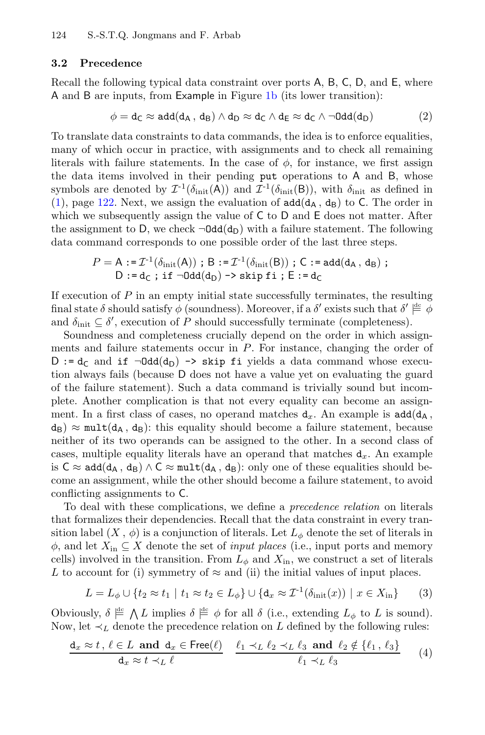### 3.2 Precedence

Recall the following typical data constraint over ports A, B, C, D, and E, where A and B are inputs, from Example in Figure 1b (its lower transition):

$$\phi = \mathtt{d}_\mathsf{C} \approx \mathtt{add}(\mathtt{d}_\mathsf{A}\,,\, \mathtt{d}_\mathsf{B}) \wedge \mathtt{d}_\mathsf{D} \approx \mathtt{d}_\mathsf{C} \wedge \mathtt{d}_\mathsf{E} \approx \mathtt{d}_\mathsf{C} \wedge \neg\mathtt{Odd}(\mathtt{d}_\mathsf{D}) \tag{2}$$

To translate data constraints to data commands, the idea is to enforce equalities, many of which occur in practice, with assignments and to check all remaining literals with failure statements. In the case of $\phi$, for instance, we first assign the data items involved in their pending `put` operations to A and B, whose symbols are denoted by $\mathcal{I}^{-1}(\delta_{\text{init}}(\mathsf{A}))$ and $\mathcal{I}^{-1}(\delta_{\text{init}}(\mathsf{B}))$, with $\delta_{\text{init}}$ as defined in (1), page 122. Next, we assign the evaluation of $\mathtt{add}(\mathtt{d}_\mathsf{A}\,,\, \mathtt{d}_\mathsf{B})$ to C. The order in which we subsequently assign the value of C to D and E does not matter. After the assignment to D, we check $\neg\mathtt{Odd}(\mathtt{d}_\mathsf{D})$ with a failure statement. The following data command corresponds to one possible order of the last three steps.

$$\begin{aligned} P = {} & \mathsf{A} \mathrel{\mathtt{:=}} \mathcal{I}^{-1}(\delta_{\text{init}}(\mathsf{A}))\ \mathtt{;}\ \mathsf{B} \mathrel{\mathtt{:=}} \mathcal{I}^{-1}(\delta_{\text{init}}(\mathsf{B}))\ \mathtt{;}\ \mathsf{C} \mathrel{\mathtt{:=}} \mathtt{add}(\mathtt{d}_\mathsf{A}\,,\, \mathtt{d}_\mathsf{B})\ \mathtt{;} \\ & \mathsf{D} \mathrel{\mathtt{:=}} \mathtt{d}_\mathsf{C}\ \mathtt{;}\ \mathtt{if}\ \neg\mathtt{Odd}(\mathtt{d}_\mathsf{D})\ \mathtt{\text{->}}\ \mathtt{skip}\ \mathtt{fi}\ \mathtt{;}\ \mathsf{E} \mathrel{\mathtt{:=}} \mathtt{d}_\mathsf{C} \end{aligned}$$

If execution of $P$ in an empty initial state successfully terminates, the resulting final state $\delta$ should satisfy $\phi$ (soundness). Moreover, if a $\delta'$ exists such that $\delta' \models^{\text{dc}} \phi$ and $\delta_{\text{init}} \subseteq \delta'$, execution of $P$ should successfully terminate (completeness).

Soundness and completeness crucially depend on the order in which assignments and failure statements occur in $P$. For instance, changing the order of $\mathsf{D} \mathrel{\mathtt{:=}} \mathtt{d}_\mathsf{C}$ and $\mathtt{if}\ \neg\mathtt{Odd}(\mathtt{d}_\mathsf{D})\ \mathtt{\text{->}}\ \mathtt{skip}\ \mathtt{fi}$ yields a data command whose execution always fails (because D does not have a value yet on evaluating the guard of the failure statement). Such a data command is trivially sound but incomplete. Another complication is that not every equality can become an assignment. In a first class of cases, no operand matches $\mathtt{d}_x$. An example is $\mathtt{add}(\mathtt{d}_\mathsf{A}\,,\, \mathtt{d}_\mathsf{B}) \approx \mathtt{mult}(\mathtt{d}_\mathsf{A}\,,\, \mathtt{d}_\mathsf{B})$: this equality should become a failure statement, because neither of its two operands can be assigned to the other. In a second class of cases, multiple equality literals have an operand that matches $\mathtt{d}_x$. An example is $\mathsf{C} \approx \mathtt{add}(\mathtt{d}_\mathsf{A}\,,\, \mathtt{d}_\mathsf{B}) \wedge \mathsf{C} \approx \mathtt{mult}(\mathtt{d}_\mathsf{A}\,,\, \mathtt{d}_\mathsf{B})$: only one of these equalities should become an assignment, while the other should become a failure statement, to avoid conflicting assignments to C.

To deal with these complications, we define a *precedence relation* on literals that formalizes their dependencies. Recall that the data constraint in every transition label $(X\,,\, \phi)$ is a conjunction of literals. Let $L_\phi$ denote the set of literals in $\phi$, and let $X_{\text{in}} \subseteq X$ denote the set of *input places* (i.e., input ports and memory cells) involved in the transition. From $L_\phi$ and $X_{\text{in}}$, we construct a set of literals $L$ to account for (i) symmetry of $\approx$ and (ii) the initial values of input places.

$$L = L_\phi \cup \{t_2 \approx t_1 \mid t_1 \approx t_2 \in L_\phi\} \cup \{\mathtt{d}_x \approx \mathcal{I}^{-1}(\delta_{\text{init}}(x)) \mid x \in X_{\text{in}}\} \tag{3}$$

Obviously, $\delta \models^{\text{dc}} \bigwedge L$ implies $\delta \models^{\text{dc}} \phi$ for all $\delta$ (i.e., extending $L_\phi$ to $L$ is sound). Now, let $\prec_L$ denote the precedence relation on $L$ defined by the following rules:

$$\frac{\mathtt{d}_x \approx t\,,\, \ell \in L \ \textbf{ and } \ \mathtt{d}_x \in \mathsf{Free}(\ell)}{\mathtt{d}_x \approx t \prec_L \ell} \qquad \frac{\ell_1 \prec_L \ell_2 \prec_L \ell_3 \ \textbf{ and } \ \ell_2 \notin \{\ell_1\,,\, \ell_3\}}{\ell_1 \prec_L \ell_3} \tag{4}$$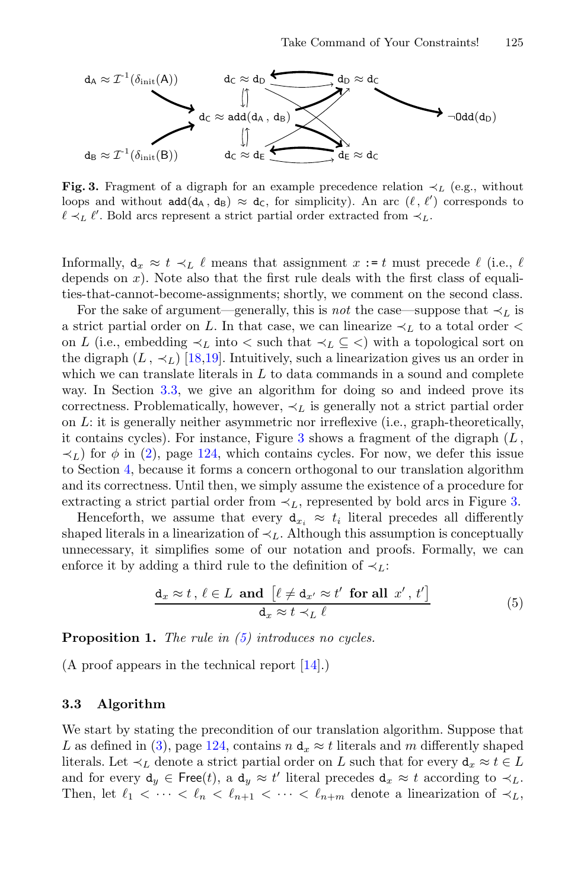$\mathtt{d_A} \approx \mathcal{I}^{-1}(\delta_{\text{init}}(\mathsf{A}))$ $\mathtt{d_C} \approx \mathtt{d_D}$ $\mathtt{d_D} \approx \mathtt{d_C}$ $\mathtt{d_C} \approx \mathtt{add}(\mathtt{d_A}\,,\, \mathtt{d_B})$ $\neg\mathtt{Odd}(\mathtt{d_D})$ $\mathtt{d_B} \approx \mathcal{I}^{-1}(\delta_{\text{init}}(\mathsf{B}))$ $\mathtt{d_C} \approx \mathtt{d_E}$ $\mathtt{d_E} \approx \mathtt{d_C}$

**Fig. 3.** Fragment of a digraph for an example precedence relation $\prec_L$ (e.g., without loops and without $\mathtt{add}(\mathtt{d_A}\,,\,\mathtt{d_B}) \approx \mathtt{d_C}$, for simplicity). An arc $(\ell\,,\,\ell')$ corresponds to $\ell \prec_L \ell'$. Bold arcs represent a strict partial order extracted from $\prec_L$.

Informally, $\mathtt{d}_x \approx t \prec_L \ell$ means that assignment $x$ `:=` $t$ must precede $\ell$ (i.e., $\ell$ depends on $x$). Note also that the first rule deals with the first class of equalities-that-cannot-become-assignments; shortly, we comment on the second class.

For the sake of argument—generally, this is *not* the case—suppose that $\prec_L$ is a strict partial order on $L$. In that case, we can linearize $\prec_L$ to a total order $<$ on $L$ (i.e., embedding $\prec_L$ into $<$ such that $\prec_L \subseteq <$) with a topological sort on the digraph $(L\,,\,\prec_L)$ [18,19]. Intuitively, such a linearization gives us an order in which we can translate literals in $L$ to data commands in a sound and complete way. In Section 3.3, we give an algorithm for doing so and indeed prove its correctness. Problematically, however, $\prec_L$ is generally not a strict partial order on $L$: it is generally neither asymmetric nor irreflexive (i.e., graph-theoretically, it contains cycles). For instance, Figure 3 shows a fragment of the digraph $(L\,,\,\prec_L)$ for $\phi$ in (2), page 124, which contains cycles. For now, we defer this issue to Section 4, because it forms a concern orthogonal to our translation algorithm and its correctness. Until then, we simply assume the existence of a procedure for extracting a strict partial order from $\prec_L$, represented by bold arcs in Figure 3.

Henceforth, we assume that every $\mathtt{d}_{x_i} \approx t_i$ literal precedes all differently shaped literals in a linearization of $\prec_L$. Although this assumption is conceptually unnecessary, it simplifies some of our notation and proofs. Formally, we can enforce it by adding a third rule to the definition of $\prec_L$:

$$\frac{\mathtt{d}_x \approx t\,,\ \ell \in L \ \ \textbf{and}\ \ \left[\ell \neq \mathtt{d}_{x'} \approx t' \ \ \textbf{for all}\ \ x'\,,\, t'\right]}{\mathtt{d}_x \approx t \prec_L \ell} \tag{5}$$

**Proposition 1.** *The rule in (5) introduces no cycles.*

(A proof appears in the technical report [14].)

### 3.3 Algorithm

We start by stating the precondition of our translation algorithm. Suppose that $L$ as defined in (3), page 124, contains $n$ $\mathtt{d}_x \approx t$ literals and $m$ differently shaped literals. Let $\prec_L$ denote a strict partial order on $L$ such that for every $\mathtt{d}_x \approx t \in L$ and for every $\mathtt{d}_y \in \mathsf{Free}(t)$, a $\mathtt{d}_y \approx t'$ literal precedes $\mathtt{d}_x \approx t$ according to $\prec_L$. Then, let $\ell_1 < \cdots < \ell_n < \ell_{n+1} < \cdots < \ell_{n+m}$ denote a linearization of $\prec_L$,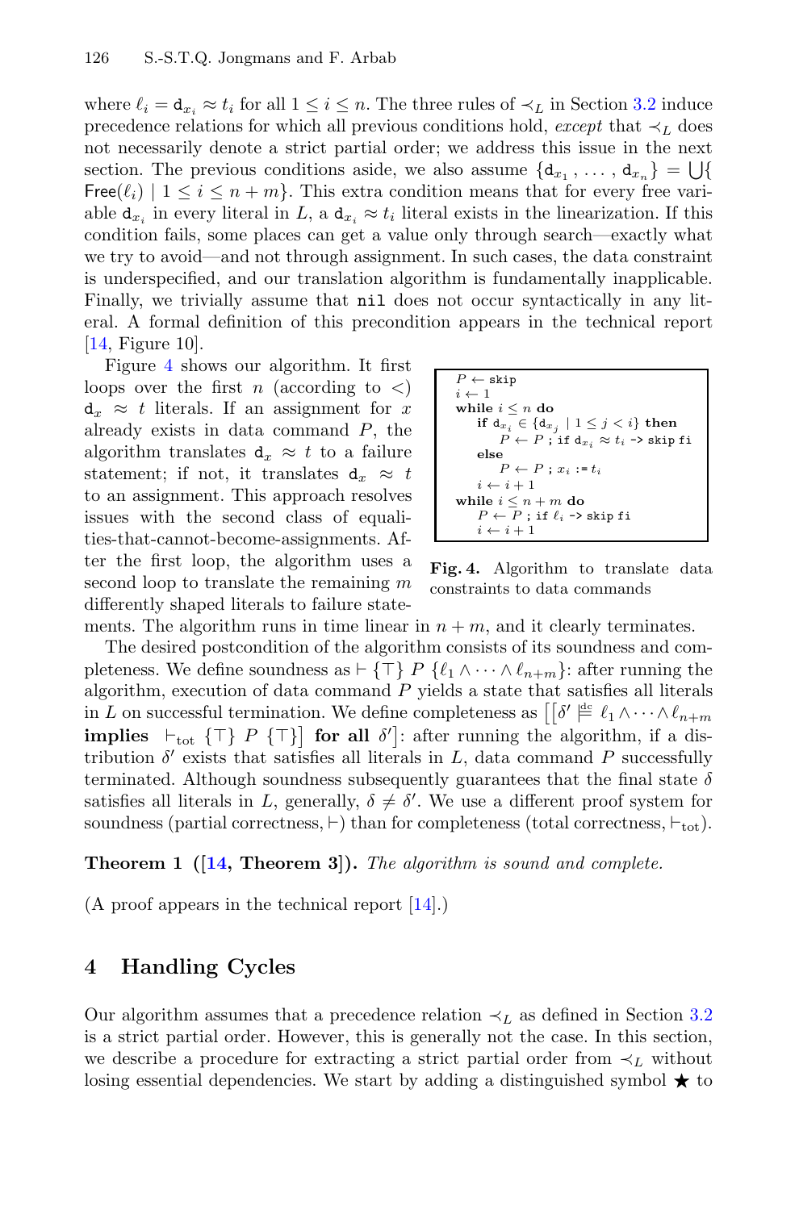where $\ell_i = \mathtt{d}_{x_i} \approx t_i$ for all $1 \leq i \leq n$. The three rules of $\prec_L$ in Section 3.2 induce precedence relations for which all previous conditions hold, *except* that $\prec_L$ does not necessarily denote a strict partial order; we address this issue in the next section. The previous conditions aside, we also assume $\{\mathtt{d}_{x_1}, \ldots, \mathtt{d}_{x_n}\} = \bigcup\{\mathsf{Free}(\ell_i) \mid 1 \leq i \leq n+m\}$. This extra condition means that for every free variable $\mathtt{d}_{x_i}$ in every literal in $L$, a $\mathtt{d}_{x_i} \approx t_i$ literal exists in the linearization. If this condition fails, some places can get a value only through search—exactly what we try to avoid—and not through assignment. In such cases, the data constraint is underspecified, and our translation algorithm is fundamentally inapplicable. Finally, we trivially assume that `nil` does not occur syntactically in any literal. A formal definition of this precondition appears in the technical report [14, Figure 10].

Figure 4 shows our algorithm. It first loops over the first $n$ (according to $<$) $\mathtt{d}_x \approx t$ literals. If an assignment for $x$ already exists in data command $P$, the algorithm translates $\mathtt{d}_x \approx t$ to a failure statement; if not, it translates $\mathtt{d}_x \approx t$ to an assignment. This approach resolves issues with the second class of equalities-that-cannot-become-assignments. After the first loop, the algorithm uses a second loop to translate the remaining $m$ differently shaped literals to failure statements. The algorithm runs in time linear in $n+m$, and it clearly terminates.

```
P ← skip
i ← 1
while i ≤ n do
    if d_{x_i} ∈ {d_{x_j} | 1 ≤ j < i} then
        P ← P ; if d_{x_i} ≈ t_i -> skip fi
    else
        P ← P ; x_i := t_i
    i ← i + 1
while i ≤ n + m do
    P ← P ; if ℓ_i -> skip fi
    i ← i + 1
```

**Fig. 4.** Algorithm to translate data constraints to data commands

The desired postcondition of the algorithm consists of its soundness and completeness. We define soundness as $\vdash \{\top\}\ P\ \{\ell_1 \wedge \cdots \wedge \ell_{n+m}\}$: after running the algorithm, execution of data command $P$ yields a state that satisfies all literals in $L$ on successful termination. We define completeness as $\left[\left[\delta' \overset{\mathrm{dc}}{\models} \ell_1 \wedge \cdots \wedge \ell_{n+m}\right.\right.$ **implies** $\left.\vdash_{\mathrm{tot}} \{\top\}\ P\ \{\top\}\right]$ **for all** $\left.\delta'\right]$: after running the algorithm, if a distribution $\delta'$ exists that satisfies all literals in $L$, data command $P$ successfully terminated. Although soundness subsequently guarantees that the final state $\delta$ satisfies all literals in $L$, generally, $\delta \neq \delta'$. We use a different proof system for soundness (partial correctness, $\vdash$) than for completeness (total correctness, $\vdash_{\mathrm{tot}}$).

**Theorem 1 ([14, Theorem 3]).** *The algorithm is sound and complete.*

(A proof appears in the technical report [14].)

## 4 Handling Cycles

Our algorithm assumes that a precedence relation $\prec_L$ as defined in Section 3.2 is a strict partial order. However, this is generally not the case. In this section, we describe a procedure for extracting a strict partial order from $\prec_L$ without losing essential dependencies. We start by adding a distinguished symbol $\bigstar$ to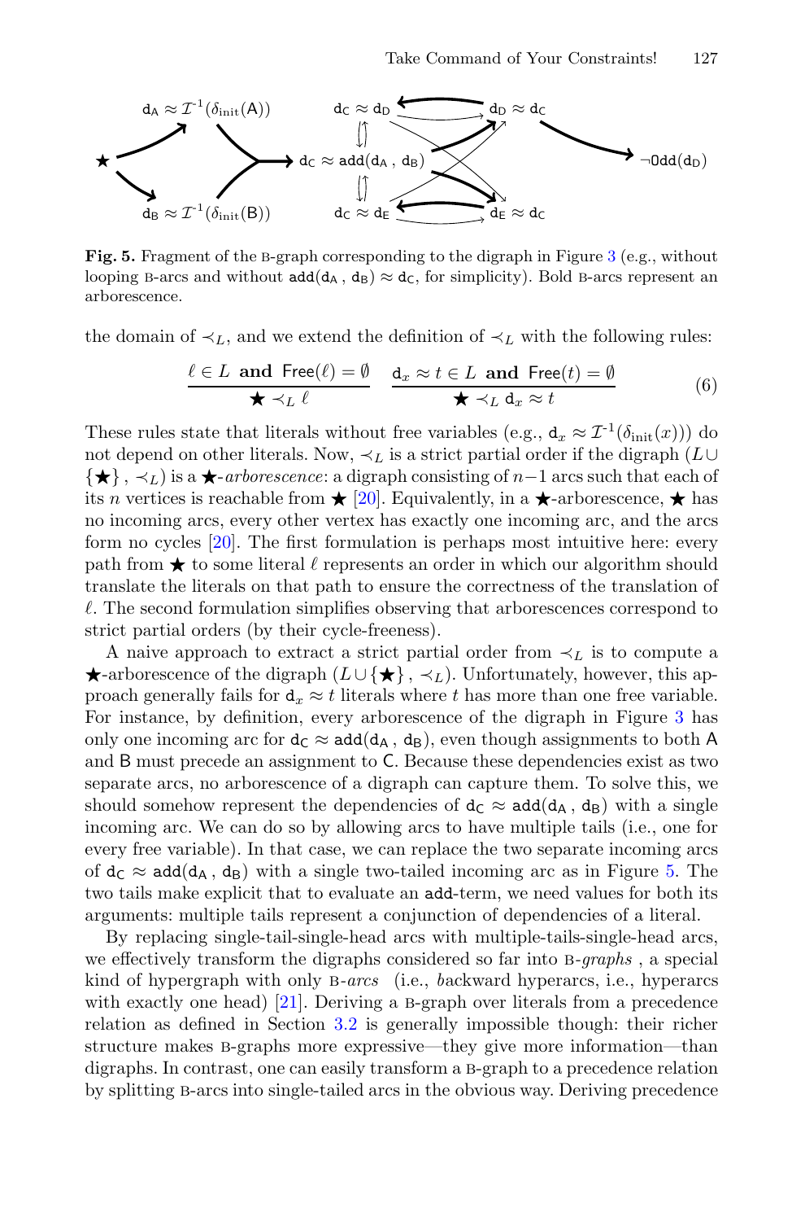**Fig. 5.** Fragment of the B-graph corresponding to the digraph in Figure 3 (e.g., without looping B-arcs and without $\mathtt{add}(\mathtt{d_A}, \mathtt{d_B}) \approx \mathtt{d_C}$, for simplicity). Bold B-arcs represent an arborescence.

the domain of $\prec_L$, and we extend the definition of $\prec_L$ with the following rules:

$$\frac{\ell \in L \ \textbf{ and } \ \mathsf{Free}(\ell) = \emptyset}{\bigstar \prec_L \ell} \quad \frac{\mathtt{d}_x \approx t \in L \ \textbf{ and } \ \mathsf{Free}(t) = \emptyset}{\bigstar \prec_L \mathtt{d}_x \approx t} \tag{6}$$

These rules state that literals without free variables (e.g., $\mathtt{d}_x \approx \mathcal{I}^{-1}(\delta_{\text{init}}(x))$) do not depend on other literals. Now, $\prec_L$ is a strict partial order if the digraph $(L \cup \{\bigstar\}, \prec_L)$ is a $\bigstar$-*arborescence*: a digraph consisting of $n-1$ arcs such that each of its $n$ vertices is reachable from $\bigstar$ [20]. Equivalently, in a $\bigstar$-arborescence, $\bigstar$ has no incoming arcs, every other vertex has exactly one incoming arc, and the arcs form no cycles [20]. The first formulation is perhaps most intuitive here: every path from $\bigstar$ to some literal $\ell$ represents an order in which our algorithm should translate the literals on that path to ensure the correctness of the translation of $\ell$. The second formulation simplifies observing that arborescences correspond to strict partial orders (by their cycle-freeness).

A naive approach to extract a strict partial order from $\prec_L$ is to compute a $\bigstar$-arborescence of the digraph $(L \cup \{\bigstar\}, \prec_L)$. Unfortunately, however, this approach generally fails for $\mathtt{d}_x \approx t$ literals where $t$ has more than one free variable. For instance, by definition, every arborescence of the digraph in Figure 3 has only one incoming arc for $\mathtt{d_C} \approx \mathtt{add}(\mathtt{d_A}, \mathtt{d_B})$, even though assignments to both $\mathsf{A}$ and $\mathsf{B}$ must precede an assignment to $\mathsf{C}$. Because these dependencies exist as two separate arcs, no arborescence of a digraph can capture them. To solve this, we should somehow represent the dependencies of $\mathtt{d_C} \approx \mathtt{add}(\mathtt{d_A}, \mathtt{d_B})$ with a single incoming arc. We can do so by allowing arcs to have multiple tails (i.e., one for every free variable). In that case, we can replace the two separate incoming arcs of $\mathtt{d_C} \approx \mathtt{add}(\mathtt{d_A}, \mathtt{d_B})$ with a single two-tailed incoming arc as in Figure 5. The two tails make explicit that to evaluate an $\mathtt{add}$-term, we need values for both its arguments: multiple tails represent a conjunction of dependencies of a literal.

By replacing single-tail-single-head arcs with multiple-tails-single-head arcs, we effectively transform the digraphs considered so far into B-*graphs* , a special kind of hypergraph with only B-*arcs* (i.e., *b*ackward hyperarcs, i.e., hyperarcs with exactly one head) [21]. Deriving a B-graph over literals from a precedence relation as defined in Section 3.2 is generally impossible though: their richer structure makes B-graphs more expressive—they give more information—than digraphs. In contrast, one can easily transform a B-graph to a precedence relation by splitting B-arcs into single-tailed arcs in the obvious way. Deriving precedence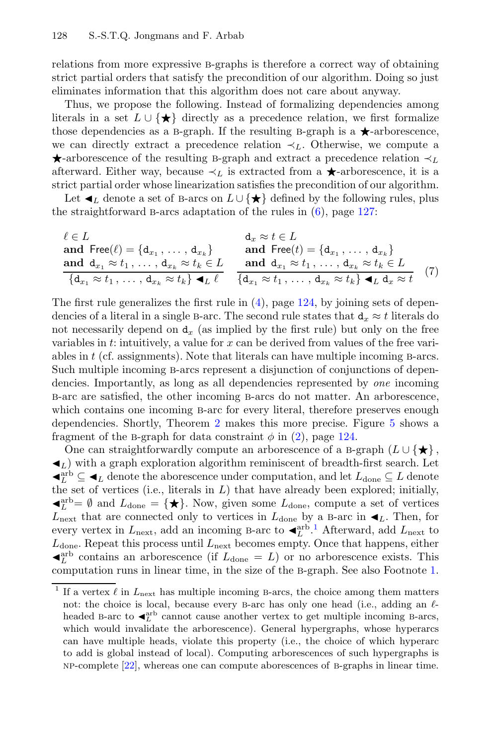relations from more expressive B-graphs is therefore a correct way of obtaining strict partial orders that satisfy the precondition of our algorithm. Doing so just eliminates information that this algorithm does not care about anyway.

Thus, we propose the following. Instead of formalizing dependencies among literals in a set $L \cup \{\bigstar\}$ directly as a precedence relation, we first formalize those dependencies as a B-graph. If the resulting B-graph is a $\bigstar$-arborescence, we can directly extract a precedence relation $\prec_L$. Otherwise, we compute a $\bigstar$-arborescence of the resulting B-graph and extract a precedence relation $\prec_L$ afterward. Either way, because $\prec_L$ is extracted from a $\bigstar$-arborescence, it is a strict partial order whose linearization satisfies the precondition of our algorithm.

Let $\blacktriangleleft_L$ denote a set of B-arcs on $L \cup \{\bigstar\}$ defined by the following rules, plus the straightforward B-arcs adaptation of the rules in (6), page 127:

$$\frac{\ell \in L \;\;\textbf{and}\;\; \mathsf{Free}(\ell) = \{\mathtt{d}_{x_1}, \ldots, \mathtt{d}_{x_k}\} \;\;\textbf{and}\;\; \mathtt{d}_{x_1} \approx t_1, \ldots, \mathtt{d}_{x_k} \approx t_k \in L}{\{\mathtt{d}_{x_1} \approx t_1, \ldots, \mathtt{d}_{x_k} \approx t_k\} \blacktriangleleft_L \ell} \qquad \frac{\mathtt{d}_x \approx t \in L \;\;\textbf{and}\;\; \mathsf{Free}(t) = \{\mathtt{d}_{x_1}, \ldots, \mathtt{d}_{x_k}\} \;\;\textbf{and}\;\; \mathtt{d}_{x_1} \approx t_1, \ldots, \mathtt{d}_{x_k} \approx t_k \in L}{\{\mathtt{d}_{x_1} \approx t_1, \ldots, \mathtt{d}_{x_k} \approx t_k\} \blacktriangleleft_L \mathtt{d}_x \approx t} \quad (7)$$

The first rule generalizes the first rule in (4), page 124, by joining sets of dependencies of a literal in a single B-arc. The second rule states that $\mathtt{d}_x \approx t$ literals do not necessarily depend on $\mathtt{d}_x$ (as implied by the first rule) but only on the free variables in $t$: intuitively, a value for $x$ can be derived from values of the free variables in $t$ (cf. assignments). Note that literals can have multiple incoming B-arcs. Such multiple incoming B-arcs represent a disjunction of conjunctions of dependencies. Importantly, as long as all dependencies represented by *one* incoming B-arc are satisfied, the other incoming B-arcs do not matter. An arborescence, which contains one incoming B-arc for every literal, therefore preserves enough dependencies. Shortly, Theorem 2 makes this more precise. Figure 5 shows a fragment of the B-graph for data constraint $\phi$ in (2), page 124.

One can straightforwardly compute an arborescence of a B-graph $(L \cup \{\bigstar\}, \blacktriangleleft_L)$ with a graph exploration algorithm reminiscent of breadth-first search. Let $\blacktriangleleft_L^{\text{arb}} \subseteq \blacktriangleleft_L$ denote the aborescence under computation, and let $L_{\text{done}} \subseteq L$ denote the set of vertices (i.e., literals in $L$) that have already been explored; initially, $\blacktriangleleft_L^{\text{arb}} = \emptyset$ and $L_{\text{done}} = \{\bigstar\}$. Now, given some $L_{\text{done}}$, compute a set of vertices $L_{\text{next}}$ that are connected only to vertices in $L_{\text{done}}$ by a B-arc in $\blacktriangleleft_L$. Then, for every vertex in $L_{\text{next}}$, add an incoming B-arc to $\blacktriangleleft_L^{\text{arb}}$.[1] Afterward, add $L_{\text{next}}$ to $L_{\text{done}}$. Repeat this process until $L_{\text{next}}$ becomes empty. Once that happens, either $\blacktriangleleft_L^{\text{arb}}$ contains an arborescence (if $L_{\text{done}} = L$) or no arborescence exists. This computation runs in linear time, in the size of the B-graph. See also Footnote 1.

[1] If a vertex $\ell$ in $L_{\text{next}}$ has multiple incoming B-arcs, the choice among them matters not: the choice is local, because every B-arc has only one head (i.e., adding an $\ell$-headed B-arc to $\blacktriangleleft_L^{\text{arb}}$ cannot cause another vertex to get multiple incoming B-arcs, which would invalidate the arborescence). General hypergraphs, whose hyperarcs can have multiple heads, violate this property (i.e., the choice of which hyperarc to add is global instead of local). Computing arborescences of such hypergraphs is NP-complete [22], whereas one can compute aborescences of B-graphs in linear time.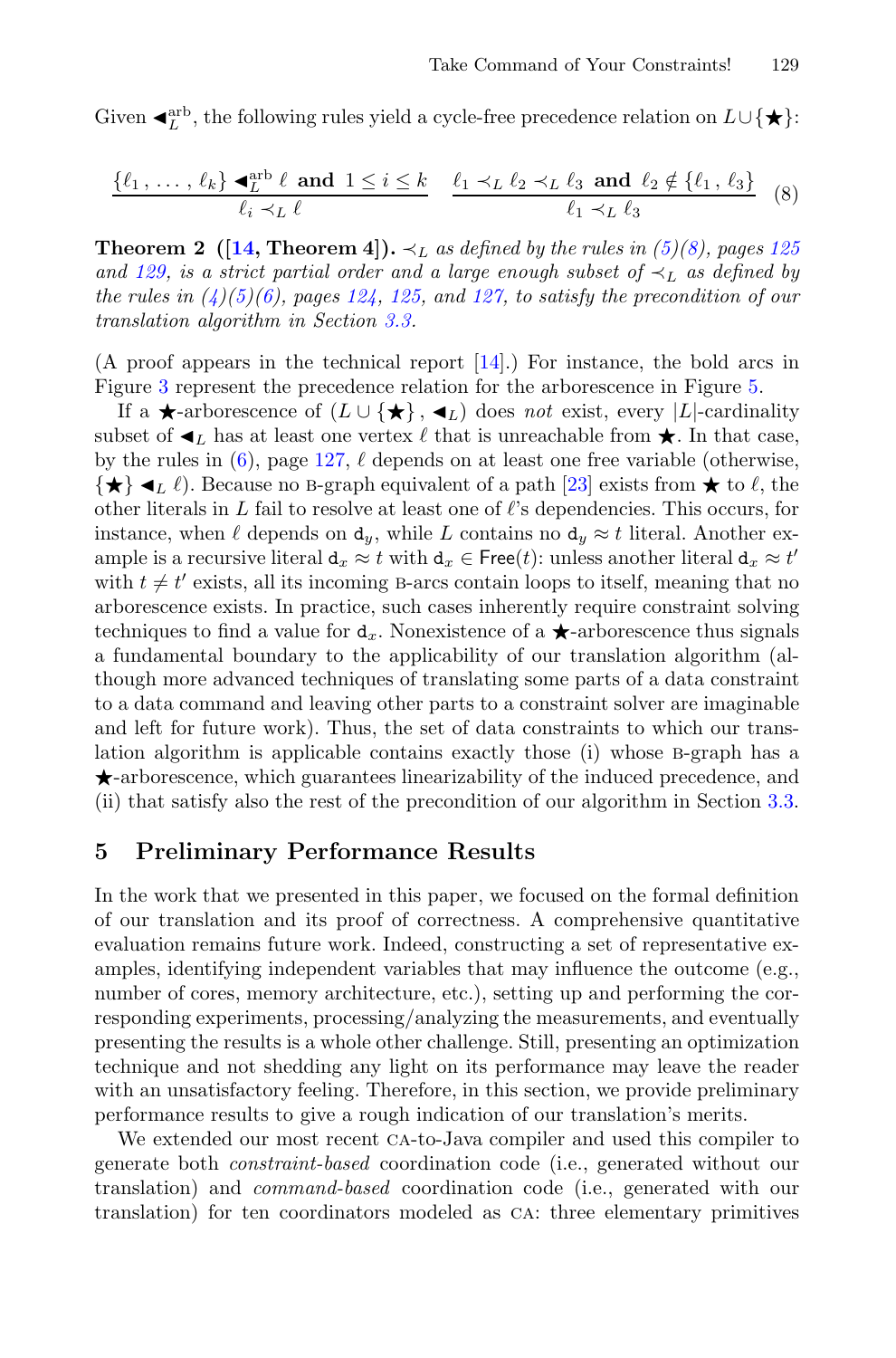Given $\blacktriangleleft_L^{\text{arb}}$, the following rules yield a cycle-free precedence relation on $L \cup \{\bigstar\}$:

$$\frac{\{\ell_1\,,\,\ldots\,,\,\ell_k\} \blacktriangleleft_L^{\text{arb}} \ell \;\;\textbf{and}\;\; 1 \leq i \leq k}{\ell_i \prec_L \ell} \qquad \frac{\ell_1 \prec_L \ell_2 \prec_L \ell_3 \;\;\textbf{and}\;\; \ell_2 \notin \{\ell_1\,,\,\ell_3\}}{\ell_1 \prec_L \ell_3} \quad (8)$$

**Theorem 2 ([14, Theorem 4]).** *$\prec_L$ as defined by the rules in (5)(8), pages 125 and 129, is a strict partial order and a large enough subset of $\prec_L$ as defined by the rules in (4)(5)(6), pages 124, 125, and 127, to satisfy the precondition of our translation algorithm in Section 3.3.*

(A proof appears in the technical report [14].) For instance, the bold arcs in Figure 3 represent the precedence relation for the arborescence in Figure 5.

If a $\bigstar$-arborescence of $(L \cup \{\bigstar\}\,,\,\blacktriangleleft_L)$ does *not* exist, every $|L|$-cardinality subset of $\blacktriangleleft_L$ has at least one vertex $\ell$ that is unreachable from $\bigstar$. In that case, by the rules in (6), page 127, $\ell$ depends on at least one free variable (otherwise, $\{\bigstar\} \blacktriangleleft_L \ell$). Because no B-graph equivalent of a path [23] exists from $\bigstar$ to $\ell$, the other literals in $L$ fail to resolve at least one of $\ell$'s dependencies. This occurs, for instance, when $\ell$ depends on $\mathtt{d}_y$, while $L$ contains no $\mathtt{d}_y \approx t$ literal. Another example is a recursive literal $\mathtt{d}_x \approx t$ with $\mathtt{d}_x \in \mathsf{Free}(t)$: unless another literal $\mathtt{d}_x \approx t'$ with $t \neq t'$ exists, all its incoming B-arcs contain loops to itself, meaning that no arborescence exists. In practice, such cases inherently require constraint solving techniques to find a value for $\mathtt{d}_x$. Nonexistence of a $\bigstar$-arborescence thus signals a fundamental boundary to the applicability of our translation algorithm (although more advanced techniques of translating some parts of a data constraint to a data command and leaving other parts to a constraint solver are imaginable and left for future work). Thus, the set of data constraints to which our translation algorithm is applicable contains exactly those (i) whose B-graph has a $\bigstar$-arborescence, which guarantees linearizability of the induced precedence, and (ii) that satisfy also the rest of the precondition of our algorithm in Section 3.3.

## 5 Preliminary Performance Results

In the work that we presented in this paper, we focused on the formal definition of our translation and its proof of correctness. A comprehensive quantitative evaluation remains future work. Indeed, constructing a set of representative examples, identifying independent variables that may influence the outcome (e.g., number of cores, memory architecture, etc.), setting up and performing the corresponding experiments, processing/analyzing the measurements, and eventually presenting the results is a whole other challenge. Still, presenting an optimization technique and not shedding any light on its performance may leave the reader with an unsatisfactory feeling. Therefore, in this section, we provide preliminary performance results to give a rough indication of our translation's merits.

We extended our most recent CA-to-Java compiler and used this compiler to generate both *constraint-based* coordination code (i.e., generated without our translation) and *command-based* coordination code (i.e., generated with our translation) for ten coordinators modeled as CA: three elementary primitives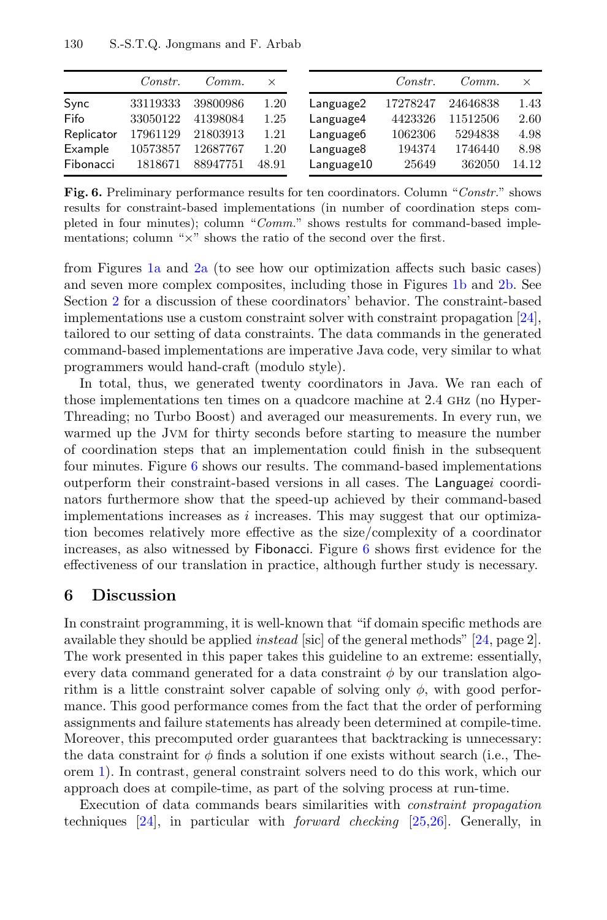|  | *Constr.* | *Comm.* | × |
|---|---|---|---|
| Sync | 33119333 | 39800986 | 1.20 |
| Fifo | 33050122 | 41398084 | 1.25 |
| Replicator | 17961129 | 21803913 | 1.21 |
| Example | 10573857 | 12687767 | 1.20 |
| Fibonacci | 1818671 | 88947751 | 48.91 |

|  | *Constr.* | *Comm.* | × |
|---|---|---|---|
| Language2 | 17278247 | 24646838 | 1.43 |
| Language4 | 4423326 | 11512506 | 2.60 |
| Language6 | 1062306 | 5294838 | 4.98 |
| Language8 | 194374 | 1746440 | 8.98 |
| Language10 | 25649 | 362050 | 14.12 |

**Fig. 6.** Preliminary performance results for ten coordinators. Column "*Constr.*" shows results for constraint-based implementations (in number of coordination steps completed in four minutes); column "*Comm.*" shows restults for command-based implementations; column "×" shows the ratio of the second over the first.

from Figures 1a and 2a (to see how our optimization affects such basic cases) and seven more complex composites, including those in Figures 1b and 2b. See Section 2 for a discussion of these coordinators' behavior. The constraint-based implementations use a custom constraint solver with constraint propagation [24], tailored to our setting of data constraints. The data commands in the generated command-based implementations are imperative Java code, very similar to what programmers would hand-craft (modulo style).

In total, thus, we generated twenty coordinators in Java. We ran each of those implementations ten times on a quadcore machine at 2.4 GHz (no Hyper-Threading; no Turbo Boost) and averaged our measurements. In every run, we warmed up the JVM for thirty seconds before starting to measure the number of coordination steps that an implementation could finish in the subsequent four minutes. Figure 6 shows our results. The command-based implementations outperform their constraint-based versions in all cases. The Language$i$ coordinators furthermore show that the speed-up achieved by their command-based implementations increases as $i$ increases. This may suggest that our optimization becomes relatively more effective as the size/complexity of a coordinator increases, as also witnessed by Fibonacci. Figure 6 shows first evidence for the effectiveness of our translation in practice, although further study is necessary.

## 6 Discussion

In constraint programming, it is well-known that "if domain specific methods are available they should be applied *instead* [sic] of the general methods" [24, page 2]. The work presented in this paper takes this guideline to an extreme: essentially, every data command generated for a data constraint $\phi$ by our translation algorithm is a little constraint solver capable of solving only $\phi$, with good performance. This good performance comes from the fact that the order of performing assignments and failure statements has already been determined at compile-time. Moreover, this precomputed order guarantees that backtracking is unnecessary: the data constraint for $\phi$ finds a solution if one exists without search (i.e., Theorem 1). In contrast, general constraint solvers need to do this work, which our approach does at compile-time, as part of the solving process at run-time.

Execution of data commands bears similarities with *constraint propagation* techniques [24], in particular with *forward checking* [25,26]. Generally, in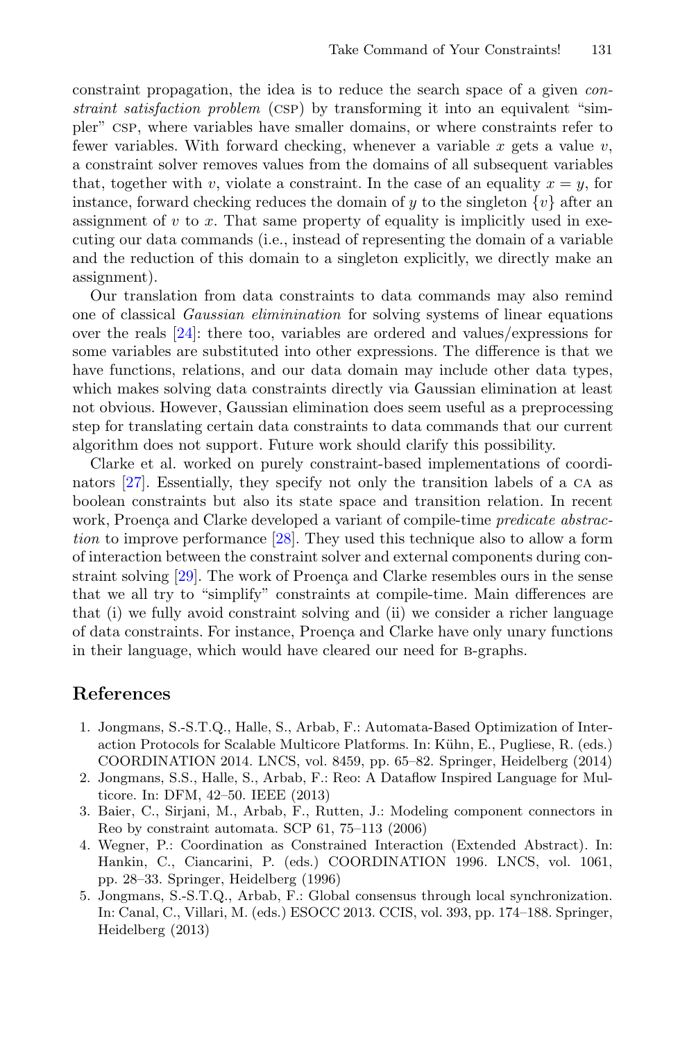constraint propagation, the idea is to reduce the search space of a given *constraint satisfaction problem* (CSP) by transforming it into an equivalent "simpler" CSP, where variables have smaller domains, or where constraints refer to fewer variables. With forward checking, whenever a variable $x$ gets a value $v$, a constraint solver removes values from the domains of all subsequent variables that, together with $v$, violate a constraint. In the case of an equality $x = y$, for instance, forward checking reduces the domain of $y$ to the singleton $\{v\}$ after an assignment of $v$ to $x$. That same property of equality is implicitly used in executing our data commands (i.e., instead of representing the domain of a variable and the reduction of this domain to a singleton explicitly, we directly make an assignment).

Our translation from data constraints to data commands may also remind one of classical *Gaussian eliminination* for solving systems of linear equations over the reals [24]: there too, variables are ordered and values/expressions for some variables are substituted into other expressions. The difference is that we have functions, relations, and our data domain may include other data types, which makes solving data constraints directly via Gaussian elimination at least not obvious. However, Gaussian elimination does seem useful as a preprocessing step for translating certain data constraints to data commands that our current algorithm does not support. Future work should clarify this possibility.

Clarke et al. worked on purely constraint-based implementations of coordinators [27]. Essentially, they specify not only the transition labels of a CA as boolean constraints but also its state space and transition relation. In recent work, Proença and Clarke developed a variant of compile-time *predicate abstraction* to improve performance [28]. They used this technique also to allow a form of interaction between the constraint solver and external components during constraint solving [29]. The work of Proença and Clarke resembles ours in the sense that we all try to "simplify" constraints at compile-time. Main differences are that (i) we fully avoid constraint solving and (ii) we consider a richer language of data constraints. For instance, Proença and Clarke have only unary functions in their language, which would have cleared our need for B-graphs.

## References

1. Jongmans, S.-S.T.Q., Halle, S., Arbab, F.: Automata-Based Optimization of Interaction Protocols for Scalable Multicore Platforms. In: Kühn, E., Pugliese, R. (eds.) COORDINATION 2014. LNCS, vol. 8459, pp. 65–82. Springer, Heidelberg (2014)
2. Jongmans, S.S., Halle, S., Arbab, F.: Reo: A Dataflow Inspired Language for Multicore. In: DFM, 42–50. IEEE (2013)
3. Baier, C., Sirjani, M., Arbab, F., Rutten, J.: Modeling component connectors in Reo by constraint automata. SCP 61, 75–113 (2006)
4. Wegner, P.: Coordination as Constrained Interaction (Extended Abstract). In: Hankin, C., Ciancarini, P. (eds.) COORDINATION 1996. LNCS, vol. 1061, pp. 28–33. Springer, Heidelberg (1996)
5. Jongmans, S.-S.T.Q., Arbab, F.: Global consensus through local synchronization. In: Canal, C., Villari, M. (eds.) ESOCC 2013. CCIS, vol. 393, pp. 174–188. Springer, Heidelberg (2013)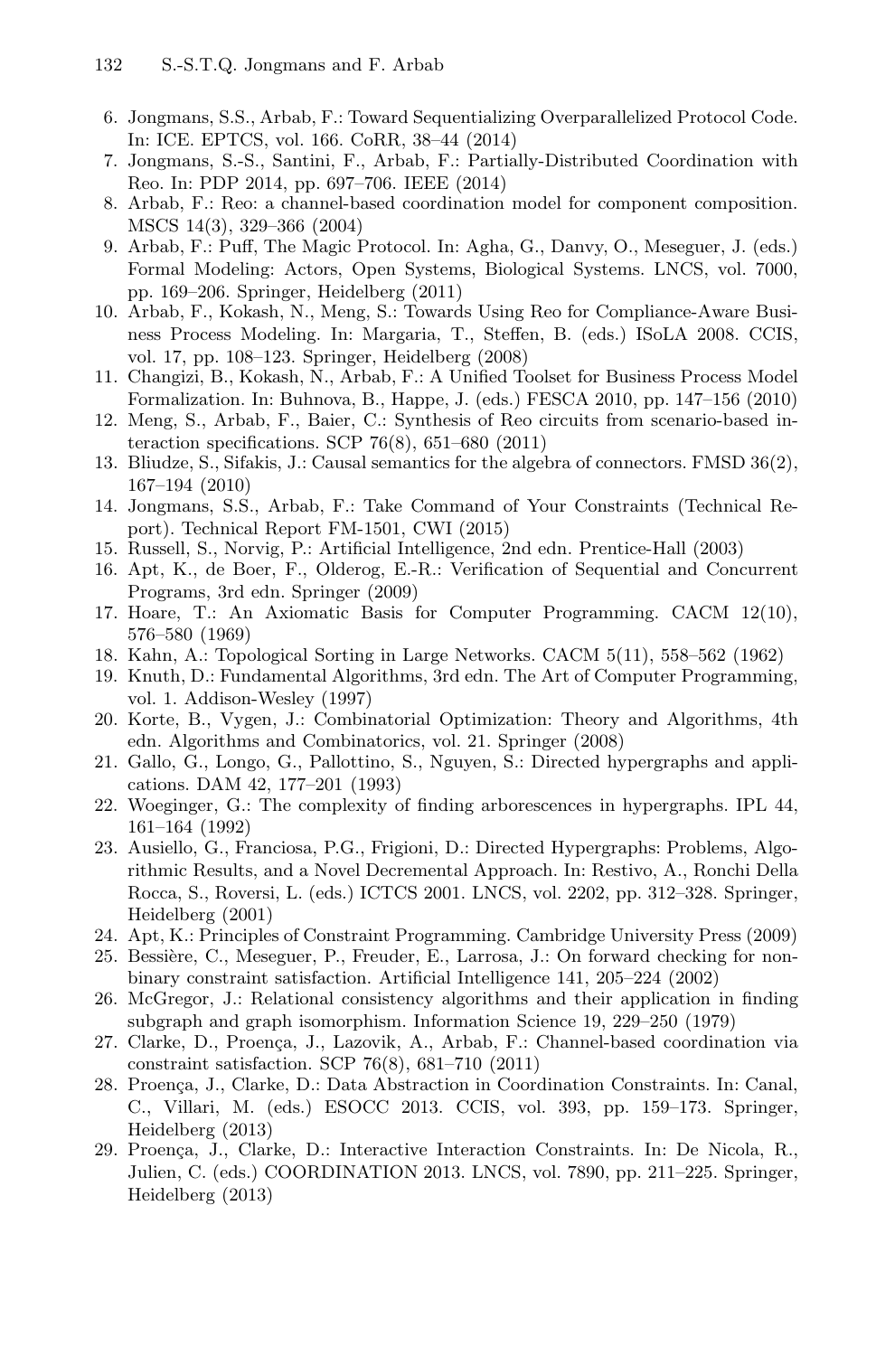6. Jongmans, S.S., Arbab, F.: Toward Sequentializing Overparallelized Protocol Code. In: ICE. EPTCS, vol. 166. CoRR, 38–44 (2014)
7. Jongmans, S.-S., Santini, F., Arbab, F.: Partially-Distributed Coordination with Reo. In: PDP 2014, pp. 697–706. IEEE (2014)
8. Arbab, F.: Reo: a channel-based coordination model for component composition. MSCS 14(3), 329–366 (2004)
9. Arbab, F.: Puff, The Magic Protocol. In: Agha, G., Danvy, O., Meseguer, J. (eds.) Formal Modeling: Actors, Open Systems, Biological Systems. LNCS, vol. 7000, pp. 169–206. Springer, Heidelberg (2011)
10. Arbab, F., Kokash, N., Meng, S.: Towards Using Reo for Compliance-Aware Business Process Modeling. In: Margaria, T., Steffen, B. (eds.) ISoLA 2008. CCIS, vol. 17, pp. 108–123. Springer, Heidelberg (2008)
11. Changizi, B., Kokash, N., Arbab, F.: A Unified Toolset for Business Process Model Formalization. In: Buhnova, B., Happe, J. (eds.) FESCA 2010, pp. 147–156 (2010)
12. Meng, S., Arbab, F., Baier, C.: Synthesis of Reo circuits from scenario-based interaction specifications. SCP 76(8), 651–680 (2011)
13. Bliudze, S., Sifakis, J.: Causal semantics for the algebra of connectors. FMSD 36(2), 167–194 (2010)
14. Jongmans, S.S., Arbab, F.: Take Command of Your Constraints (Technical Report). Technical Report FM-1501, CWI (2015)
15. Russell, S., Norvig, P.: Artificial Intelligence, 2nd edn. Prentice-Hall (2003)
16. Apt, K., de Boer, F., Olderog, E.-R.: Verification of Sequential and Concurrent Programs, 3rd edn. Springer (2009)
17. Hoare, T.: An Axiomatic Basis for Computer Programming. CACM 12(10), 576–580 (1969)
18. Kahn, A.: Topological Sorting in Large Networks. CACM 5(11), 558–562 (1962)
19. Knuth, D.: Fundamental Algorithms, 3rd edn. The Art of Computer Programming, vol. 1. Addison-Wesley (1997)
20. Korte, B., Vygen, J.: Combinatorial Optimization: Theory and Algorithms, 4th edn. Algorithms and Combinatorics, vol. 21. Springer (2008)
21. Gallo, G., Longo, G., Pallottino, S., Nguyen, S.: Directed hypergraphs and applications. DAM 42, 177–201 (1993)
22. Woeginger, G.: The complexity of finding arborescences in hypergraphs. IPL 44, 161–164 (1992)
23. Ausiello, G., Franciosa, P.G., Frigioni, D.: Directed Hypergraphs: Problems, Algorithmic Results, and a Novel Decremental Approach. In: Restivo, A., Ronchi Della Rocca, S., Roversi, L. (eds.) ICTCS 2001. LNCS, vol. 2202, pp. 312–328. Springer, Heidelberg (2001)
24. Apt, K.: Principles of Constraint Programming. Cambridge University Press (2009)
25. Bessière, C., Meseguer, P., Freuder, E., Larrosa, J.: On forward checking for non-binary constraint satisfaction. Artificial Intelligence 141, 205–224 (2002)
26. McGregor, J.: Relational consistency algorithms and their application in finding subgraph and graph isomorphism. Information Science 19, 229–250 (1979)
27. Clarke, D., Proença, J., Lazovik, A., Arbab, F.: Channel-based coordination via constraint satisfaction. SCP 76(8), 681–710 (2011)
28. Proença, J., Clarke, D.: Data Abstraction in Coordination Constraints. In: Canal, C., Villari, M. (eds.) ESOCC 2013. CCIS, vol. 393, pp. 159–173. Springer, Heidelberg (2013)
29. Proença, J., Clarke, D.: Interactive Interaction Constraints. In: De Nicola, R., Julien, C. (eds.) COORDINATION 2013. LNCS, vol. 7890, pp. 211–225. Springer, Heidelberg (2013)